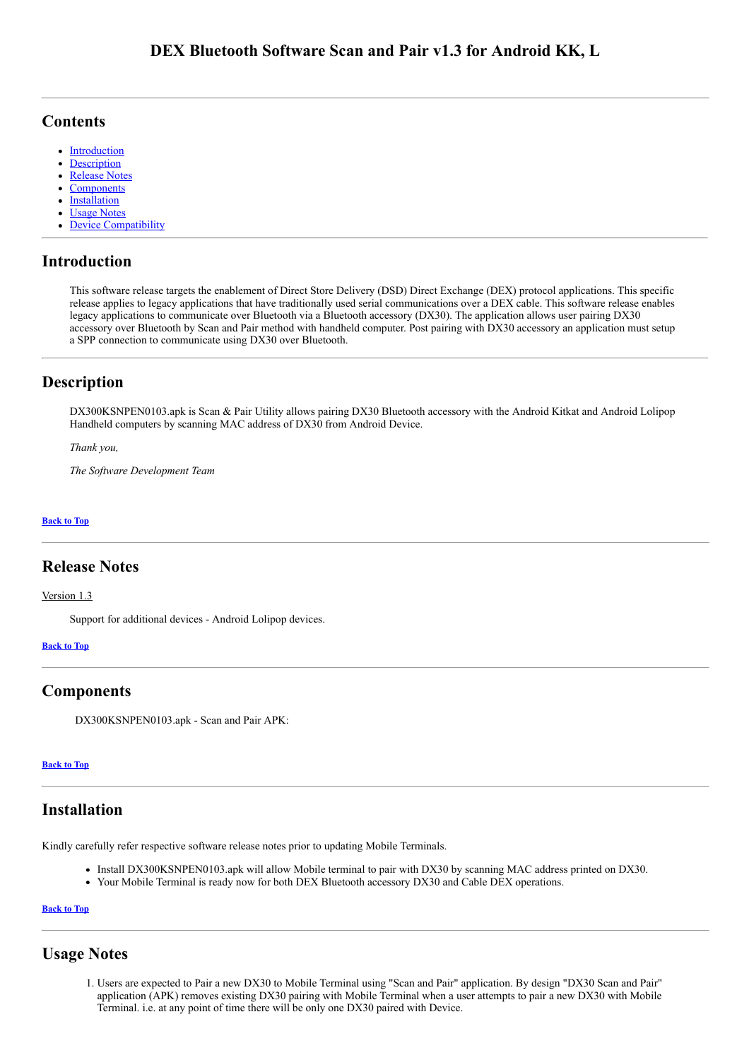# DEX Bluetooth Software Scan and Pair v1.3 for Android KK, L

## Contents

- Introduction
- Description
- Release Notes
- Components
- Installation
- Usage Notes
- Device Compatibility

## Introduction

This software release targets the enablement of Direct Store Delivery (DSD) Direct Exchange (DEX) protocol applications. This specific release applies to legacy applications that have traditionally used serial communications over a DEX cable. This software release enables legacy applications to communicate over Bluetooth via a Bluetooth accessory (DX30). The application allows user pairing DX30 accessory over Bluetooth by Scan and Pair method with handheld computer. Post pairing with DX30 accessory an application must setup a SPP connection to communicate using DX30 over Bluetooth.

## Description

DX300KSNPEN0103.apk is Scan & Pair Utility allows pairing DX30 Bluetooth accessory with the Android Kitkat and Android Lolipop Handheld computers by scanning MAC address of DX30 from Android Device.

*Thank you,*

*The Software Development Team*

**Back to Top**

## Release Notes

Version 1.3

Support for additional devices - Android Lolipop devices.

**Back to Top**

## Components

DX300KSNPEN0103.apk - Scan and Pair APK:

**Back to Top**

## Installation

Kindly carefully refer respective software release notes prior to updating Mobile Terminals.

- Install DX300KSNPEN0103.apk will allow Mobile terminal to pair with DX30 by scanning MAC address printed on DX30.
- Your Mobile Terminal is ready now for both DEX Bluetooth accessory DX30 and Cable DEX operations.

**Back to Top**

## Usage Notes

1. Users are expected to Pair a new DX30 to Mobile Terminal using "Scan and Pair" application. By design "DX30 Scan and Pair" application (APK) removes existing DX30 pairing with Mobile Terminal when a user attempts to pair a new DX30 with Mobile Terminal. i.e. at any point of time there will be only one DX30 paired with Device.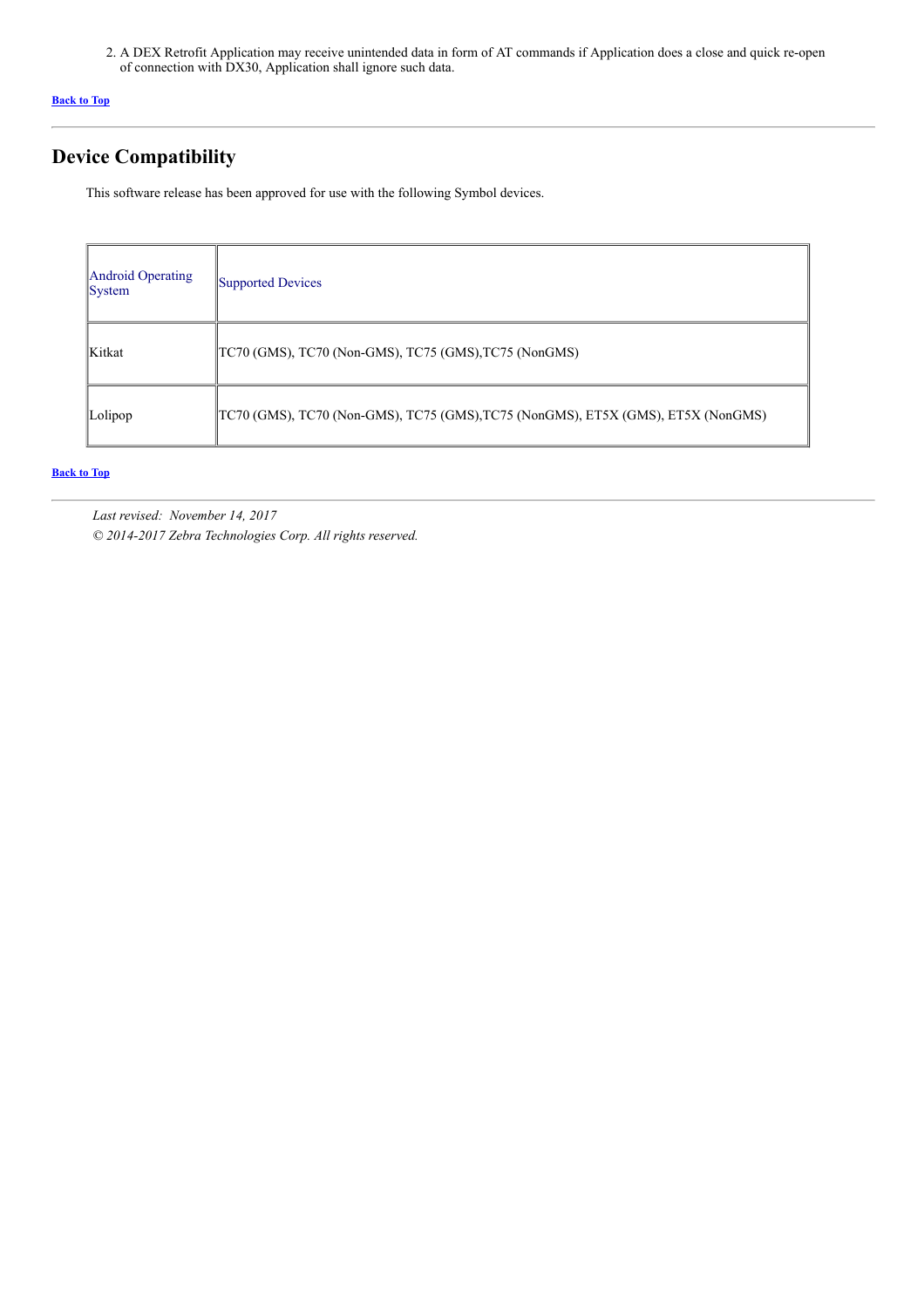2. A DEX Retrofit Application may receive unintended data in form of AT commands if Application does a close and quick re-open of connection with DX30, Application shall ignore such data.

**Back to Top**

---

## Device Compatibility

This software release has been approved for use with the following Symbol devices.

| Android Operating System | Supported Devices |
| --- | --- |
| Kitkat | TC70 (GMS), TC70 (Non-GMS), TC75 (GMS),TC75 (NonGMS) |
| Lolipop | TC70 (GMS), TC70 (Non-GMS), TC75 (GMS),TC75 (NonGMS), ET5X (GMS), ET5X (NonGMS) |

**Back to Top**

---

*Last revised: November 14, 2017*

*© 2014-2017 Zebra Technologies Corp. All rights reserved.*